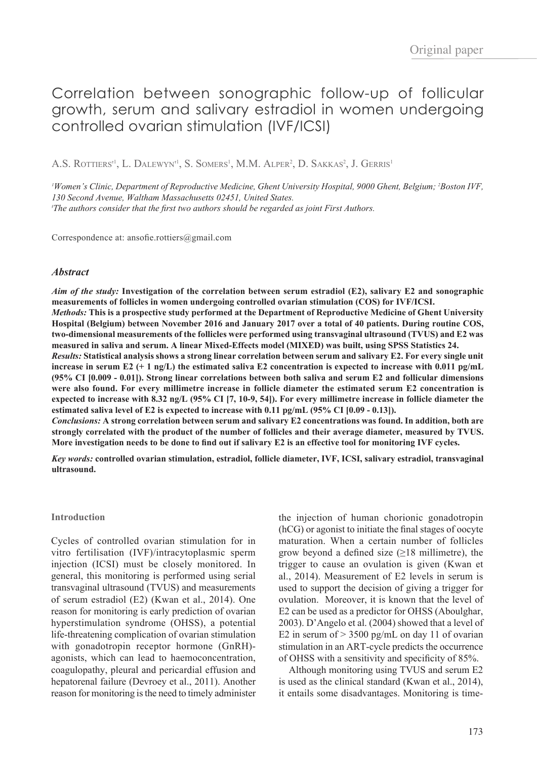Original paper

# Correlation between sonographic follow-up of follicular growth, serum and salivary estradiol in women undergoing controlled ovarian stimulation (IVF/ICSI)

A.S. Rottiers*[1], L. Dalewyn*[1], S. Somers[1], M.M. Alper[2], D. Sakkas[2], J. Gerris[1]

[1]Women's Clinic, Department of Reproductive Medicine, Ghent University Hospital, 9000 Ghent, Belgium; [2]Boston IVF, 130 Second Avenue, Waltham Massachusetts 02451, United States.
[1]The authors consider that the first two authors should be regarded as joint First Authors.

Correspondence at: ansofie.rottiers@gmail.com

## *Abstract*

***Aim of the study:*** **Investigation of the correlation between serum estradiol (E2), salivary E2 and sonographic measurements of follicles in women undergoing controlled ovarian stimulation (COS) for IVF/ICSI.**

***Methods:*** **This is a prospective study performed at the Department of Reproductive Medicine of Ghent University Hospital (Belgium) between November 2016 and January 2017 over a total of 40 patients. During routine COS, two-dimensional measurements of the follicles were performed using transvaginal ultrasound (TVUS) and E2 was measured in saliva and serum. A linear Mixed-Effects model (MIXED) was built, using SPSS Statistics 24.**

***Results:*** **Statistical analysis shows a strong linear correlation between serum and salivary E2. For every single unit increase in serum E2 (+ 1 ng/L) the estimated saliva E2 concentration is expected to increase with 0.011 pg/mL (95% CI [0.009 - 0.01]). Strong linear correlations between both saliva and serum E2 and follicular dimensions were also found. For every millimetre increase in follicle diameter the estimated serum E2 concentration is expected to increase with 8.32 ng/L (95% CI [7, 10-9, 54]). For every millimetre increase in follicle diameter the estimated saliva level of E2 is expected to increase with 0.11 pg/mL (95% CI [0.09 - 0.13]).**

***Conclusions:*** **A strong correlation between serum and salivary E2 concentrations was found. In addition, both are strongly correlated with the product of the number of follicles and their average diameter, measured by TVUS. More investigation needs to be done to find out if salivary E2 is an effective tool for monitoring IVF cycles.**

***Key words:*** **controlled ovarian stimulation, estradiol, follicle diameter, IVF, ICSI, salivary estradiol, transvaginal ultrasound.**

### Introduction

Cycles of controlled ovarian stimulation for in vitro fertilisation (IVF)/intracytoplasmic sperm injection (ICSI) must be closely monitored. In general, this monitoring is performed using serial transvaginal ultrasound (TVUS) and measurements of serum estradiol (E2) (Kwan et al., 2014). One reason for monitoring is early prediction of ovarian hyperstimulation syndrome (OHSS), a potential life-threatening complication of ovarian stimulation with gonadotropin receptor hormone (GnRH)-agonists, which can lead to haemoconcentration, coagulopathy, pleural and pericardial effusion and hepatorenal failure (Devroey et al., 2011). Another reason for monitoring is the need to timely administer the injection of human chorionic gonadotropin (hCG) or agonist to initiate the final stages of oocyte maturation. When a certain number of follicles grow beyond a defined size (≥18 millimetre), the trigger to cause an ovulation is given (Kwan et al., 2014). Measurement of E2 levels in serum is used to support the decision of giving a trigger for ovulation. Moreover, it is known that the level of E2 can be used as a predictor for OHSS (Aboulghar, 2003). D'Angelo et al. (2004) showed that a level of E2 in serum of > 3500 pg/mL on day 11 of ovarian stimulation in an ART-cycle predicts the occurrence of OHSS with a sensitivity and specificity of 85%.

Although monitoring using TVUS and serum E2 is used as the clinical standard (Kwan et al., 2014), it entails some disadvantages. Monitoring is time-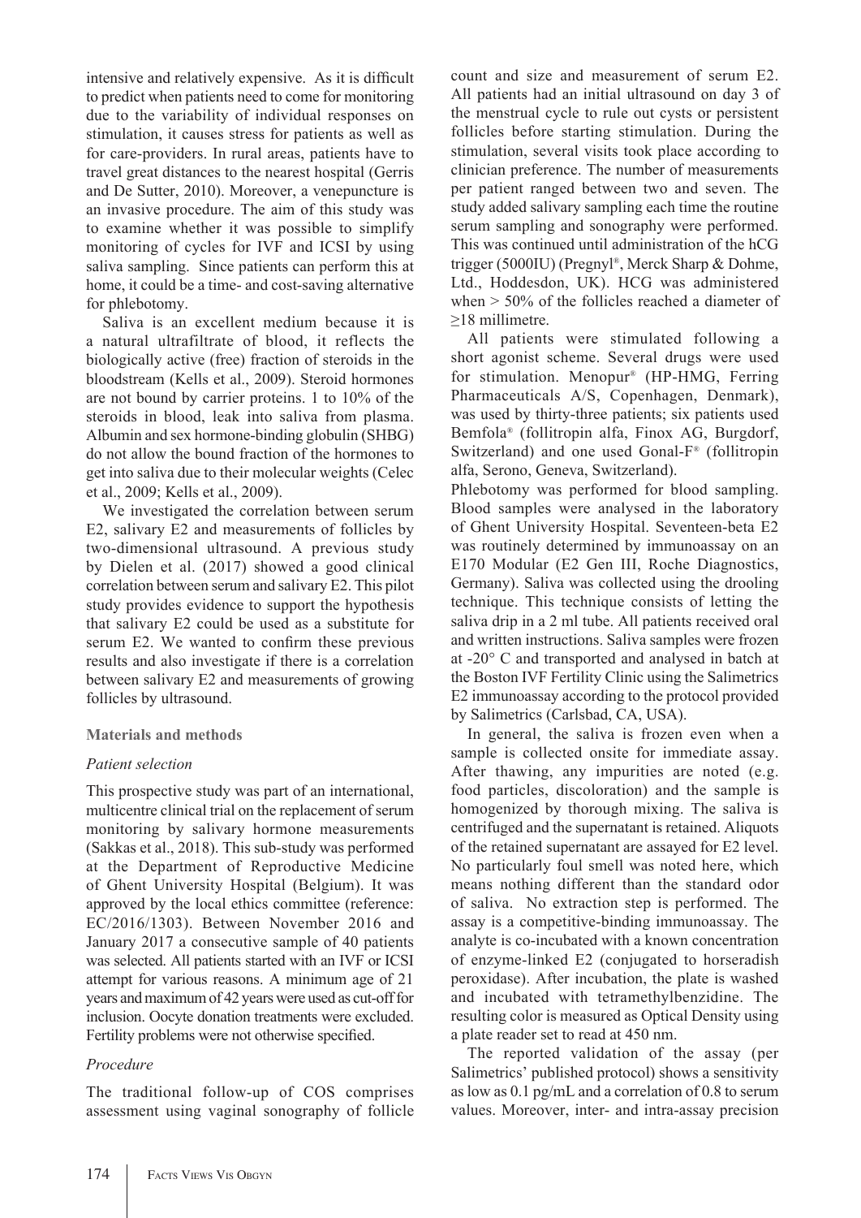intensive and relatively expensive. As it is difficult to predict when patients need to come for monitoring due to the variability of individual responses on stimulation, it causes stress for patients as well as for care-providers. In rural areas, patients have to travel great distances to the nearest hospital (Gerris and De Sutter, 2010). Moreover, a venepuncture is an invasive procedure. The aim of this study was to examine whether it was possible to simplify monitoring of cycles for IVF and ICSI by using saliva sampling. Since patients can perform this at home, it could be a time- and cost-saving alternative for phlebotomy.

Saliva is an excellent medium because it is a natural ultrafiltrate of blood, it reflects the biologically active (free) fraction of steroids in the bloodstream (Kells et al., 2009). Steroid hormones are not bound by carrier proteins. 1 to 10% of the steroids in blood, leak into saliva from plasma. Albumin and sex hormone-binding globulin (SHBG) do not allow the bound fraction of the hormones to get into saliva due to their molecular weights (Celec et al., 2009; Kells et al., 2009).

We investigated the correlation between serum E2, salivary E2 and measurements of follicles by two-dimensional ultrasound. A previous study by Dielen et al. (2017) showed a good clinical correlation between serum and salivary E2. This pilot study provides evidence to support the hypothesis that salivary E2 could be used as a substitute for serum E2. We wanted to confirm these previous results and also investigate if there is a correlation between salivary E2 and measurements of growing follicles by ultrasound.

## Materials and methods

### *Patient selection*

This prospective study was part of an international, multicentre clinical trial on the replacement of serum monitoring by salivary hormone measurements (Sakkas et al., 2018). This sub-study was performed at the Department of Reproductive Medicine of Ghent University Hospital (Belgium). It was approved by the local ethics committee (reference: EC/2016/1303). Between November 2016 and January 2017 a consecutive sample of 40 patients was selected. All patients started with an IVF or ICSI attempt for various reasons. A minimum age of 21 years and maximum of 42 years were used as cut-off for inclusion. Oocyte donation treatments were excluded. Fertility problems were not otherwise specified.

### *Procedure*

The traditional follow-up of COS comprises assessment using vaginal sonography of follicle count and size and measurement of serum E2. All patients had an initial ultrasound on day 3 of the menstrual cycle to rule out cysts or persistent follicles before starting stimulation. During the stimulation, several visits took place according to clinician preference. The number of measurements per patient ranged between two and seven. The study added salivary sampling each time the routine serum sampling and sonography were performed. This was continued until administration of the hCG trigger (5000IU) (Pregnyl®, Merck Sharp & Dohme, Ltd., Hoddesdon, UK). HCG was administered when > 50% of the follicles reached a diameter of ≥18 millimetre.

All patients were stimulated following a short agonist scheme. Several drugs were used for stimulation. Menopur® (HP-HMG, Ferring Pharmaceuticals A/S, Copenhagen, Denmark), was used by thirty-three patients; six patients used Bemfola® (follitropin alfa, Finox AG, Burgdorf, Switzerland) and one used Gonal-F® (follitropin alfa, Serono, Geneva, Switzerland).

Phlebotomy was performed for blood sampling. Blood samples were analysed in the laboratory of Ghent University Hospital. Seventeen-beta E2 was routinely determined by immunoassay on an E170 Modular (E2 Gen III, Roche Diagnostics, Germany). Saliva was collected using the drooling technique. This technique consists of letting the saliva drip in a 2 ml tube. All patients received oral and written instructions. Saliva samples were frozen at -20° C and transported and analysed in batch at the Boston IVF Fertility Clinic using the Salimetrics E2 immunoassay according to the protocol provided by Salimetrics (Carlsbad, CA, USA).

In general, the saliva is frozen even when a sample is collected onsite for immediate assay. After thawing, any impurities are noted (e.g. food particles, discoloration) and the sample is homogenized by thorough mixing. The saliva is centrifuged and the supernatant is retained. Aliquots of the retained supernatant are assayed for E2 level. No particularly foul smell was noted here, which means nothing different than the standard odor of saliva. No extraction step is performed. The assay is a competitive-binding immunoassay. The analyte is co-incubated with a known concentration of enzyme-linked E2 (conjugated to horseradish peroxidase). After incubation, the plate is washed and incubated with tetramethylbenzidine. The resulting color is measured as Optical Density using a plate reader set to read at 450 nm.

The reported validation of the assay (per Salimetrics' published protocol) shows a sensitivity as low as 0.1 pg/mL and a correlation of 0.8 to serum values. Moreover, inter- and intra-assay precision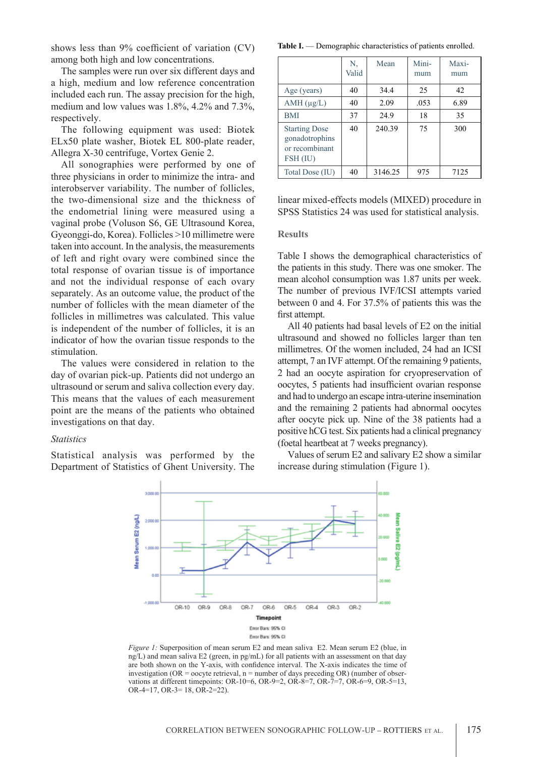shows less than 9% coefficient of variation (CV) among both high and low concentrations.

The samples were run over six different days and a high, medium and low reference concentration included each run. The assay precision for the high, medium and low values was 1.8%, 4.2% and 7.3%, respectively.

The following equipment was used: Biotek ELx50 plate washer, Biotek EL 800-plate reader, Allegra X-30 centrifuge, Vortex Genie 2.

All sonographies were performed by one of three physicians in order to minimize the intra- and interobserver variability. The number of follicles, the two-dimensional size and the thickness of the endometrial lining were measured using a vaginal probe (Voluson S6, GE Ultrasound Korea, Gyeonggi-do, Korea). Follicles >10 millimetre were taken into account. In the analysis, the measurements of left and right ovary were combined since the total response of ovarian tissue is of importance and not the individual response of each ovary separately. As an outcome value, the product of the number of follicles with the mean diameter of the follicles in millimetres was calculated. This value is independent of the number of follicles, it is an indicator of how the ovarian tissue responds to the stimulation.

The values were considered in relation to the day of ovarian pick-up. Patients did not undergo an ultrasound or serum and saliva collection every day. This means that the values of each measurement point are the means of the patients who obtained investigations on that day.

*Statistics*

Statistical analysis was performed by the Department of Statistics of Ghent University. The linear mixed-effects models (MIXED) procedure in SPSS Statistics 24 was used for statistical analysis.

**Table I.** — Demographic characteristics of patients enrolled.

| | N, Valid | Mean | Minimum | Maximum |
|---|---|---|---|---|
| Age (years) | 40 | 34.4 | 25 | 42 |
| AMH (μg/L) | 40 | 2.09 | .053 | 6.89 |
| BMI | 37 | 24.9 | 18 | 35 |
| Starting Dose gonadotrophins or recombinant FSH (IU) | 40 | 240.39 | 75 | 300 |
| Total Dose (IU) | 40 | 3146.25 | 975 | 7125 |

## Results

Table I shows the demographical characteristics of the patients in this study. There was one smoker. The mean alcohol consumption was 1.87 units per week. The number of previous IVF/ICSI attempts varied between 0 and 4. For 37.5% of patients this was the first attempt.

All 40 patients had basal levels of E2 on the initial ultrasound and showed no follicles larger than ten millimetres. Of the women included, 24 had an ICSI attempt, 7 an IVF attempt. Of the remaining 9 patients, 2 had an oocyte aspiration for cryopreservation of oocytes, 5 patients had insufficient ovarian response and had to undergo an escape intra-uterine insemination and the remaining 2 patients had abnormal oocytes after oocyte pick up. Nine of the 38 patients had a positive hCG test. Six patients had a clinical pregnancy (foetal heartbeat at 7 weeks pregnancy).

Values of serum E2 and salivary E2 show a similar increase during stimulation (Figure 1).

*Figure 1:* Superposition of mean serum E2 and mean saliva E2. Mean serum E2 (blue, in ng/L) and mean saliva E2 (green, in pg/mL) for all patients with an assessment on that day are both shown on the Y-axis, with confidence interval. The X-axis indicates the time of investigation (OR = oocyte retrieval, n = number of days preceding OR) (number of observations at different timepoints: OR-10=6, OR-9=2, OR-8=7, OR-7=7, OR-6=9, OR-5=13, OR-4=17, OR-3= 18, OR-2=22).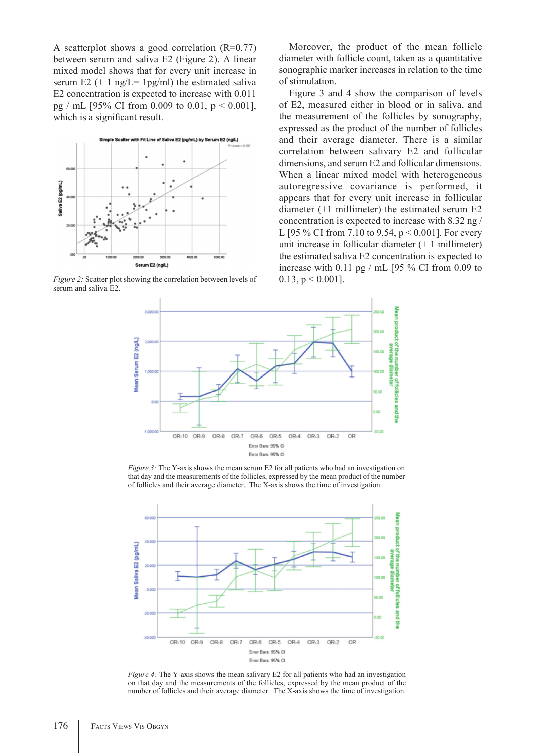A scatterplot shows a good correlation (R=0.77) between serum and saliva E2 (Figure 2). A linear mixed model shows that for every unit increase in serum E2 (+ 1 ng/L= 1pg/ml) the estimated saliva E2 concentration is expected to increase with 0.011 pg / mL [95% CI from 0.009 to 0.01, $p < 0.001$], which is a significant result.

*Figure 2:* Scatter plot showing the correlation between levels of serum and saliva E2.

Moreover, the product of the mean follicle diameter with follicle count, taken as a quantitative sonographic marker increases in relation to the time of stimulation.

Figure 3 and 4 show the comparison of levels of E2, measured either in blood or in saliva, and the measurement of the follicles by sonography, expressed as the product of the number of follicles and their average diameter. There is a similar correlation between salivary E2 and follicular dimensions, and serum E2 and follicular dimensions. When a linear mixed model with heterogeneous autoregressive covariance is performed, it appears that for every unit increase in follicular diameter (+1 millimeter) the estimated serum E2 concentration is expected to increase with 8.32 ng / L [95 % CI from 7.10 to 9.54, $p < 0.001$]. For every unit increase in follicular diameter (+ 1 millimeter) the estimated saliva E2 concentration is expected to increase with 0.11 pg / mL [95 % CI from 0.09 to 0.13, $p < 0.001$].

*Figure 3:* The Y-axis shows the mean serum E2 for all patients who had an investigation on that day and the measurements of the follicles, expressed by the mean product of the number of follicles and their average diameter. The X-axis shows the time of investigation.

*Figure 4:* The Y-axis shows the mean salivary E2 for all patients who had an investigation on that day and the measurements of the follicles, expressed by the mean product of the number of follicles and their average diameter. The X-axis shows the time of investigation.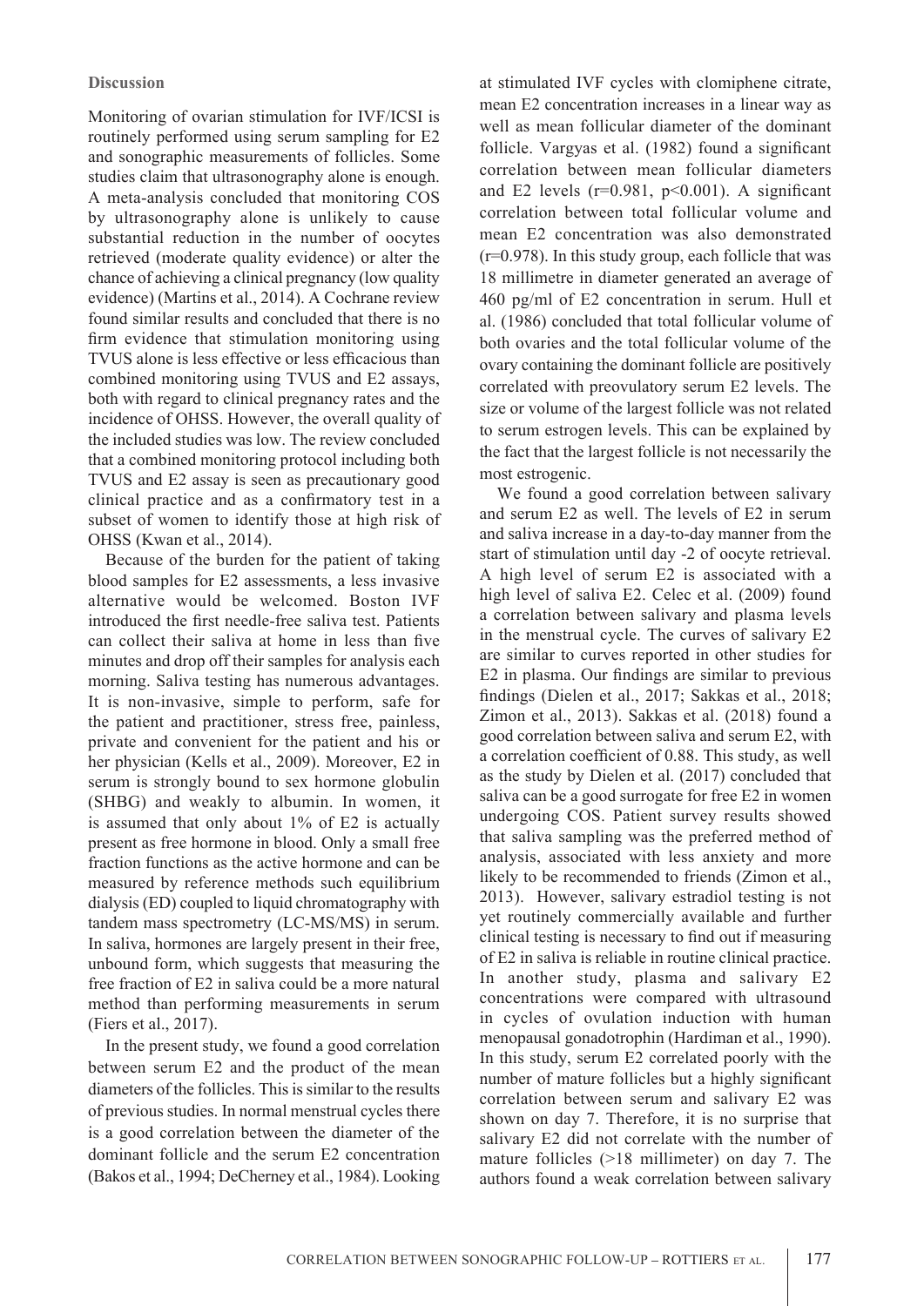### Discussion

Monitoring of ovarian stimulation for IVF/ICSI is routinely performed using serum sampling for E2 and sonographic measurements of follicles. Some studies claim that ultrasonography alone is enough. A meta-analysis concluded that monitoring COS by ultrasonography alone is unlikely to cause substantial reduction in the number of oocytes retrieved (moderate quality evidence) or alter the chance of achieving a clinical pregnancy (low quality evidence) (Martins et al., 2014). A Cochrane review found similar results and concluded that there is no firm evidence that stimulation monitoring using TVUS alone is less effective or less efficacious than combined monitoring using TVUS and E2 assays, both with regard to clinical pregnancy rates and the incidence of OHSS. However, the overall quality of the included studies was low. The review concluded that a combined monitoring protocol including both TVUS and E2 assay is seen as precautionary good clinical practice and as a confirmatory test in a subset of women to identify those at high risk of OHSS (Kwan et al., 2014).

Because of the burden for the patient of taking blood samples for E2 assessments, a less invasive alternative would be welcomed. Boston IVF introduced the first needle-free saliva test. Patients can collect their saliva at home in less than five minutes and drop off their samples for analysis each morning. Saliva testing has numerous advantages. It is non-invasive, simple to perform, safe for the patient and practitioner, stress free, painless, private and convenient for the patient and his or her physician (Kells et al., 2009). Moreover, E2 in serum is strongly bound to sex hormone globulin (SHBG) and weakly to albumin. In women, it is assumed that only about 1% of E2 is actually present as free hormone in blood. Only a small free fraction functions as the active hormone and can be measured by reference methods such equilibrium dialysis (ED) coupled to liquid chromatography with tandem mass spectrometry (LC-MS/MS) in serum. In saliva, hormones are largely present in their free, unbound form, which suggests that measuring the free fraction of E2 in saliva could be a more natural method than performing measurements in serum (Fiers et al., 2017).

In the present study, we found a good correlation between serum E2 and the product of the mean diameters of the follicles. This is similar to the results of previous studies. In normal menstrual cycles there is a good correlation between the diameter of the dominant follicle and the serum E2 concentration (Bakos et al., 1994; DeCherney et al., 1984). Looking at stimulated IVF cycles with clomiphene citrate, mean E2 concentration increases in a linear way as well as mean follicular diameter of the dominant follicle. Vargyas et al. (1982) found a significant correlation between mean follicular diameters and E2 levels ($r=0.981$, $p<0.001$). A significant correlation between total follicular volume and mean E2 concentration was also demonstrated ($r=0.978$). In this study group, each follicle that was 18 millimetre in diameter generated an average of 460 pg/ml of E2 concentration in serum. Hull et al. (1986) concluded that total follicular volume of both ovaries and the total follicular volume of the ovary containing the dominant follicle are positively correlated with preovulatory serum E2 levels. The size or volume of the largest follicle was not related to serum estrogen levels. This can be explained by the fact that the largest follicle is not necessarily the most estrogenic.

We found a good correlation between salivary and serum E2 as well. The levels of E2 in serum and saliva increase in a day-to-day manner from the start of stimulation until day -2 of oocyte retrieval. A high level of serum E2 is associated with a high level of saliva E2. Celec et al. (2009) found a correlation between salivary and plasma levels in the menstrual cycle. The curves of salivary E2 are similar to curves reported in other studies for E2 in plasma. Our findings are similar to previous findings (Dielen et al., 2017; Sakkas et al., 2018; Zimon et al., 2013). Sakkas et al. (2018) found a good correlation between saliva and serum E2, with a correlation coefficient of 0.88. This study, as well as the study by Dielen et al. (2017) concluded that saliva can be a good surrogate for free E2 in women undergoing COS. Patient survey results showed that saliva sampling was the preferred method of analysis, associated with less anxiety and more likely to be recommended to friends (Zimon et al., 2013). However, salivary estradiol testing is not yet routinely commercially available and further clinical testing is necessary to find out if measuring of E2 in saliva is reliable in routine clinical practice. In another study, plasma and salivary E2 concentrations were compared with ultrasound in cycles of ovulation induction with human menopausal gonadotrophin (Hardiman et al., 1990). In this study, serum E2 correlated poorly with the number of mature follicles but a highly significant correlation between serum and salivary E2 was shown on day 7. Therefore, it is no surprise that salivary E2 did not correlate with the number of mature follicles (>18 millimeter) on day 7. The authors found a weak correlation between salivary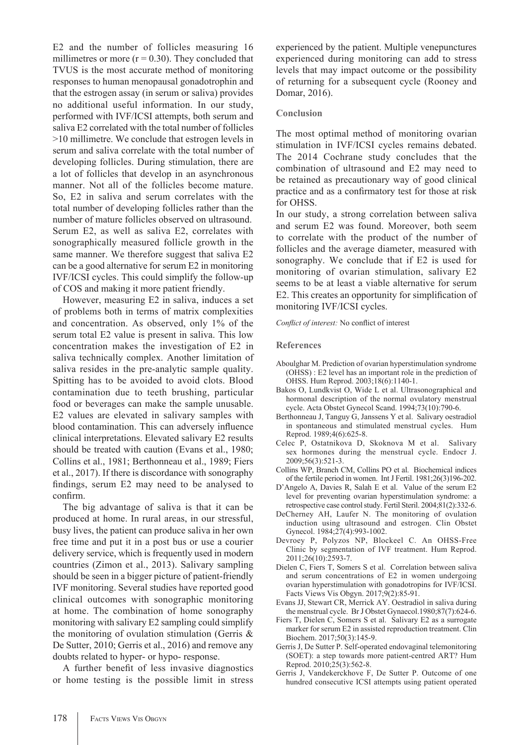E2 and the number of follicles measuring 16 millimetres or more ($r = 0.30$). They concluded that TVUS is the most accurate method of monitoring responses to human menopausal gonadotrophin and that the estrogen assay (in serum or saliva) provides no additional useful information. In our study, performed with IVF/ICSI attempts, both serum and saliva E2 correlated with the total number of follicles >10 millimetre. We conclude that estrogen levels in serum and saliva correlate with the total number of developing follicles. During stimulation, there are a lot of follicles that develop in an asynchronous manner. Not all of the follicles become mature. So, E2 in saliva and serum correlates with the total number of developing follicles rather than the number of mature follicles observed on ultrasound. Serum E2, as well as saliva E2, correlates with sonographically measured follicle growth in the same manner. We therefore suggest that saliva E2 can be a good alternative for serum E2 in monitoring IVF/ICSI cycles. This could simplify the follow-up of COS and making it more patient friendly.

However, measuring E2 in saliva, induces a set of problems both in terms of matrix complexities and concentration. As observed, only 1% of the serum total E2 value is present in saliva. This low concentration makes the investigation of E2 in saliva technically complex. Another limitation of saliva resides in the pre-analytic sample quality. Spitting has to be avoided to avoid clots. Blood contamination due to teeth brushing, particular food or beverages can make the sample unusable. E2 values are elevated in salivary samples with blood contamination. This can adversely influence clinical interpretations. Elevated salivary E2 results should be treated with caution (Evans et al., 1980; Collins et al., 1981; Berthonneau et al., 1989; Fiers et al., 2017). If there is discordance with sonography findings, serum E2 may need to be analysed to confirm.

The big advantage of saliva is that it can be produced at home. In rural areas, in our stressful, busy lives, the patient can produce saliva in her own free time and put it in a post bus or use a courier delivery service, which is frequently used in modern countries (Zimon et al., 2013). Salivary sampling should be seen in a bigger picture of patient-friendly IVF monitoring. Several studies have reported good clinical outcomes with sonographic monitoring at home. The combination of home sonography monitoring with salivary E2 sampling could simplify the monitoring of ovulation stimulation (Gerris & De Sutter, 2010; Gerris et al., 2016) and remove any doubts related to hyper- or hypo- response.

A further benefit of less invasive diagnostics or home testing is the possible limit in stress experienced by the patient. Multiple venepunctures experienced during monitoring can add to stress levels that may impact outcome or the possibility of returning for a subsequent cycle (Rooney and Domar, 2016).

## Conclusion

The most optimal method of monitoring ovarian stimulation in IVF/ICSI cycles remains debated. The 2014 Cochrane study concludes that the combination of ultrasound and E2 may need to be retained as precautionary way of good clinical practice and as a confirmatory test for those at risk for OHSS.

In our study, a strong correlation between saliva and serum E2 was found. Moreover, both seem to correlate with the product of the number of follicles and the average diameter, measured with sonography. We conclude that if E2 is used for monitoring of ovarian stimulation, salivary E2 seems to be at least a viable alternative for serum E2. This creates an opportunity for simplification of monitoring IVF/ICSI cycles.

*Conflict of interest:* No conflict of interest

## References

Aboulghar M. Prediction of ovarian hyperstimulation syndrome (OHSS) : E2 level has an important role in the prediction of OHSS. Hum Reprod. 2003;18(6):1140-1.

Bakos O, Lundkvist O, Wide L et al. Ultrasonographical and hormonal description of the normal ovulatory menstrual cycle. Acta Obstet Gynecol Scand. 1994;73(10):790-6.

Berthonneau J, Tanguy G, Janssens Y et al. Salivary oestradiol in spontaneous and stimulated menstrual cycles. Hum Reprod. 1989;4(6):625-8.

Celec P, Ostatnikova D, Skoknova M et al. Salivary sex hormones during the menstrual cycle. Endocr J. 2009;56(3):521-3.

Collins WP, Branch CM, Collins PO et al. Biochemical indices of the fertile period in women. Int J Fertil. 1981;26(3)196-202.

D'Angelo A, Davies R, Salah E et al. Value of the serum E2 level for preventing ovarian hyperstimulation syndrome: a retrospective case control study. Fertil Steril. 2004;81(2):332-6.

DeCherney AH, Laufer N. The monitoring of ovulation induction using ultrasound and estrogen. Clin Obstet Gynecol. 1984;27(4):993-1002.

Devroey P, Polyzos NP, Blockeel C. An OHSS-Free Clinic by segmentation of IVF treatment. Hum Reprod. 2011;26(10):2593-7.

Dielen C, Fiers T, Somers S et al. Correlation between saliva and serum concentrations of E2 in women undergoing ovarian hyperstimulation with gonadotropins for IVF/ICSI. Facts Views Vis Obgyn. 2017;9(2):85-91.

Evans JJ, Stewart CR, Merrick AY. Oestradiol in saliva during the menstrual cycle. Br J Obstet Gynaecol.1980;87(7):624-6.

Fiers T, Dielen C, Somers S et al. Salivary E2 as a surrogate marker for serum E2 in assisted reproduction treatment. Clin Biochem. 2017;50(3):145-9.

Gerris J, De Sutter P. Self-operated endovaginal telemonitoring (SOET): a step towards more patient-centred ART? Hum Reprod. 2010;25(3):562-8.

Gerris J, Vandekerckhove F, De Sutter P. Outcome of one hundred consecutive ICSI attempts using patient operated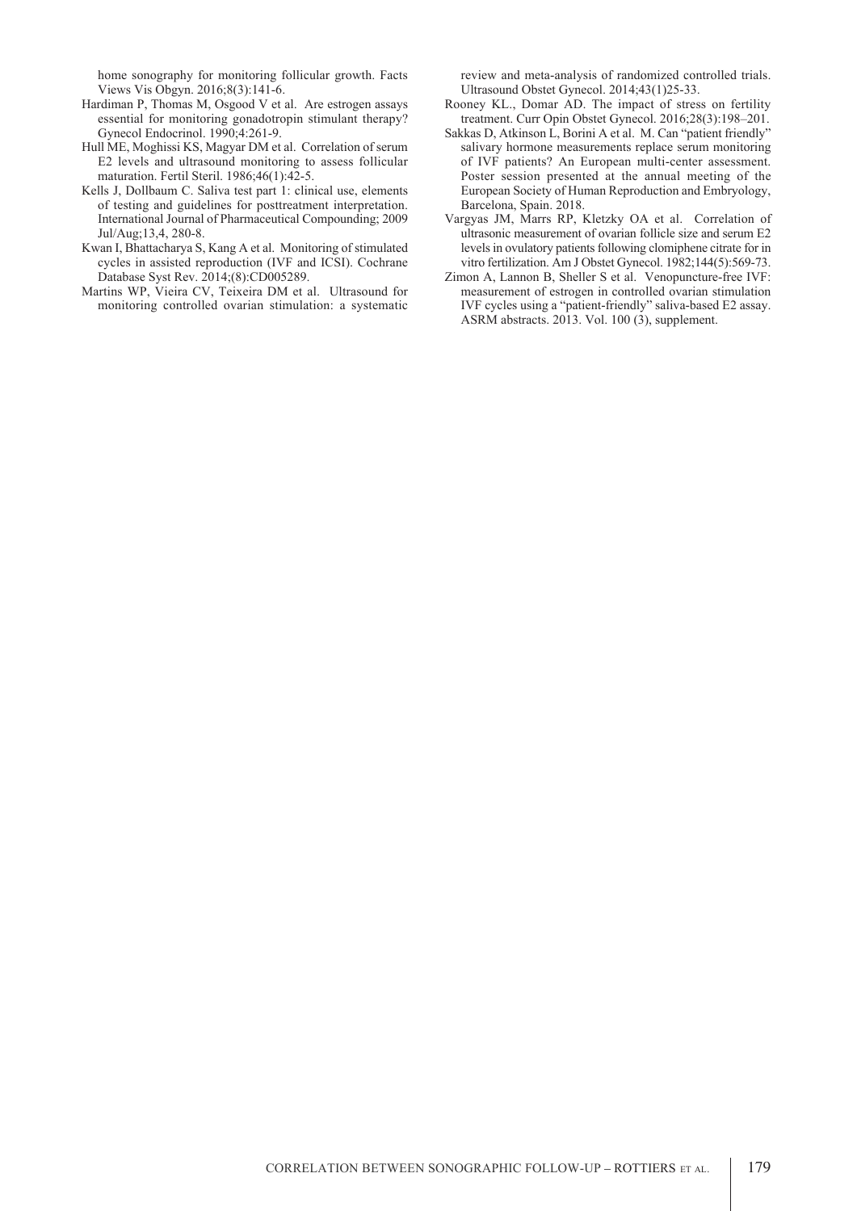home sonography for monitoring follicular growth. Facts Views Vis Obgyn. 2016;8(3):141-6.

Hardiman P, Thomas M, Osgood V et al. Are estrogen assays essential for monitoring gonadotropin stimulant therapy? Gynecol Endocrinol. 1990;4:261-9.

Hull ME, Moghissi KS, Magyar DM et al. Correlation of serum E2 levels and ultrasound monitoring to assess follicular maturation. Fertil Steril. 1986;46(1):42-5.

Kells J, Dollbaum C. Saliva test part 1: clinical use, elements of testing and guidelines for posttreatment interpretation. International Journal of Pharmaceutical Compounding; 2009 Jul/Aug;13,4, 280-8.

Kwan I, Bhattacharya S, Kang A et al. Monitoring of stimulated cycles in assisted reproduction (IVF and ICSI). Cochrane Database Syst Rev. 2014;(8):CD005289.

Martins WP, Vieira CV, Teixeira DM et al. Ultrasound for monitoring controlled ovarian stimulation: a systematic review and meta-analysis of randomized controlled trials. Ultrasound Obstet Gynecol. 2014;43(1)25-33.

Rooney KL., Domar AD. The impact of stress on fertility treatment. Curr Opin Obstet Gynecol. 2016;28(3):198–201.

Sakkas D, Atkinson L, Borini A et al. M. Can "patient friendly" salivary hormone measurements replace serum monitoring of IVF patients? An European multi-center assessment. Poster session presented at the annual meeting of the European Society of Human Reproduction and Embryology, Barcelona, Spain. 2018.

Vargyas JM, Marrs RP, Kletzky OA et al. Correlation of ultrasonic measurement of ovarian follicle size and serum E2 levels in ovulatory patients following clomiphene citrate for in vitro fertilization. Am J Obstet Gynecol. 1982;144(5):569-73.

Zimon A, Lannon B, Sheller S et al. Venopuncture-free IVF: measurement of estrogen in controlled ovarian stimulation IVF cycles using a "patient-friendly" saliva-based E2 assay. ASRM abstracts. 2013. Vol. 100 (3), supplement.